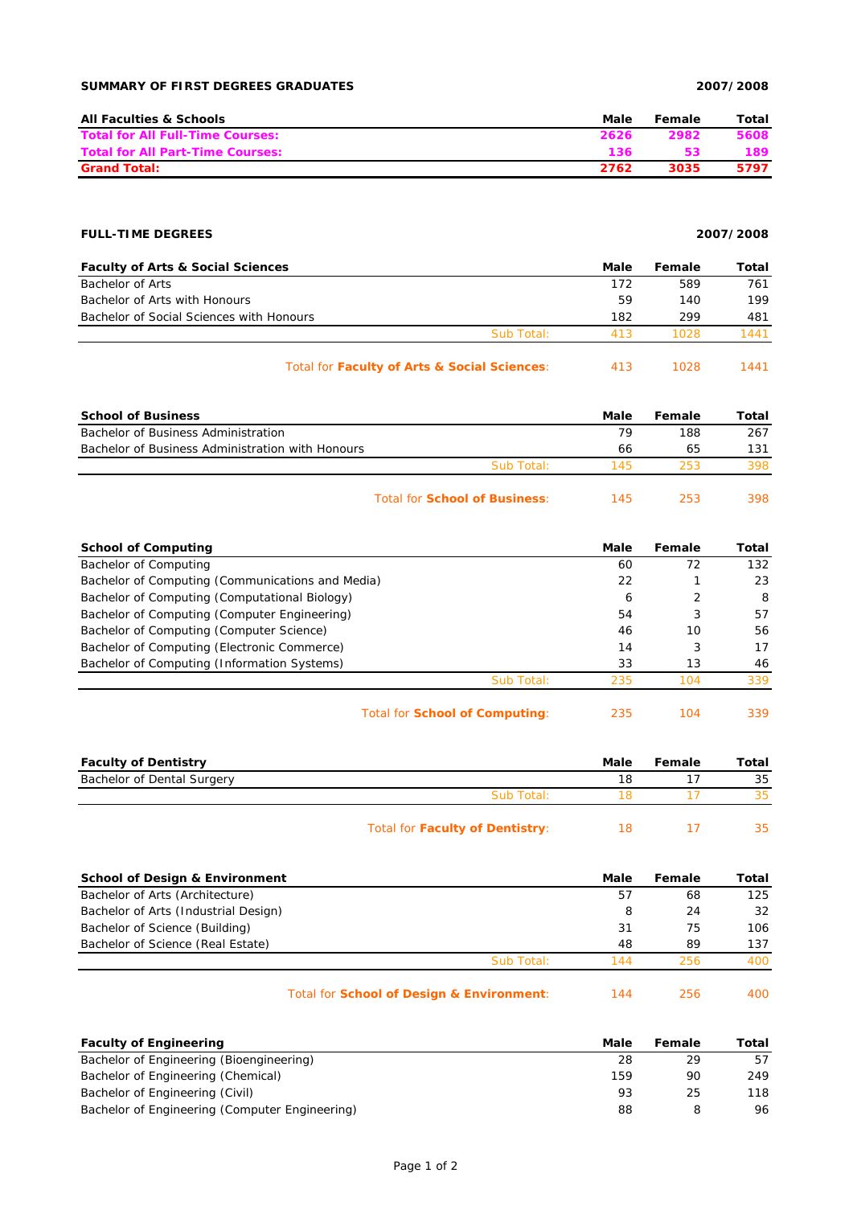**SUMMARY OF FIRST DEGREES GRADUATES** **2007/2008**

| All Faculties & Schools | Male | Female | Total |
|---|---|---|---|
| **Total for All Full-Time Courses:** | **2626** | **2982** | **5608** |
| **Total for All Part-Time Courses:** | **136** | **53** | **189** |
| **Grand Total:** | **2762** | **3035** | **5797** |

**FULL-TIME DEGREES** **2007/2008**

| Faculty of Arts & Social Sciences | Male | Female | Total |
|---|---|---|---|
| Bachelor of Arts | 172 | 589 | 761 |
| Bachelor of Arts with Honours | 59 | 140 | 199 |
| Bachelor of Social Sciences with Honours | 182 | 299 | 481 |
| Sub Total: | 413 | 1028 | 1441 |
| Total for **Faculty of Arts & Social Sciences**: | 413 | 1028 | 1441 |

| School of Business | Male | Female | Total |
|---|---|---|---|
| Bachelor of Business Administration | 79 | 188 | 267 |
| Bachelor of Business Administration with Honours | 66 | 65 | 131 |
| Sub Total: | 145 | 253 | 398 |
| Total for **School of Business**: | 145 | 253 | 398 |

| School of Computing | Male | Female | Total |
|---|---|---|---|
| Bachelor of Computing | 60 | 72 | 132 |
| Bachelor of Computing (Communications and Media) | 22 | 1 | 23 |
| Bachelor of Computing (Computational Biology) | 6 | 2 | 8 |
| Bachelor of Computing (Computer Engineering) | 54 | 3 | 57 |
| Bachelor of Computing (Computer Science) | 46 | 10 | 56 |
| Bachelor of Computing (Electronic Commerce) | 14 | 3 | 17 |
| Bachelor of Computing (Information Systems) | 33 | 13 | 46 |
| Sub Total: | 235 | 104 | 339 |
| Total for **School of Computing**: | 235 | 104 | 339 |

| Faculty of Dentistry | Male | Female | Total |
|---|---|---|---|
| Bachelor of Dental Surgery | 18 | 17 | 35 |
| Sub Total: | 18 | 17 | 35 |
| Total for **Faculty of Dentistry**: | 18 | 17 | 35 |

| School of Design & Environment | Male | Female | Total |
|---|---|---|---|
| Bachelor of Arts (Architecture) | 57 | 68 | 125 |
| Bachelor of Arts (Industrial Design) | 8 | 24 | 32 |
| Bachelor of Science (Building) | 31 | 75 | 106 |
| Bachelor of Science (Real Estate) | 48 | 89 | 137 |
| Sub Total: | 144 | 256 | 400 |
| Total for **School of Design & Environment**: | 144 | 256 | 400 |

| Faculty of Engineering | Male | Female | Total |
|---|---|---|---|
| Bachelor of Engineering (Bioengineering) | 28 | 29 | 57 |
| Bachelor of Engineering (Chemical) | 159 | 90 | 249 |
| Bachelor of Engineering (Civil) | 93 | 25 | 118 |
| Bachelor of Engineering (Computer Engineering) | 88 | 8 | 96 |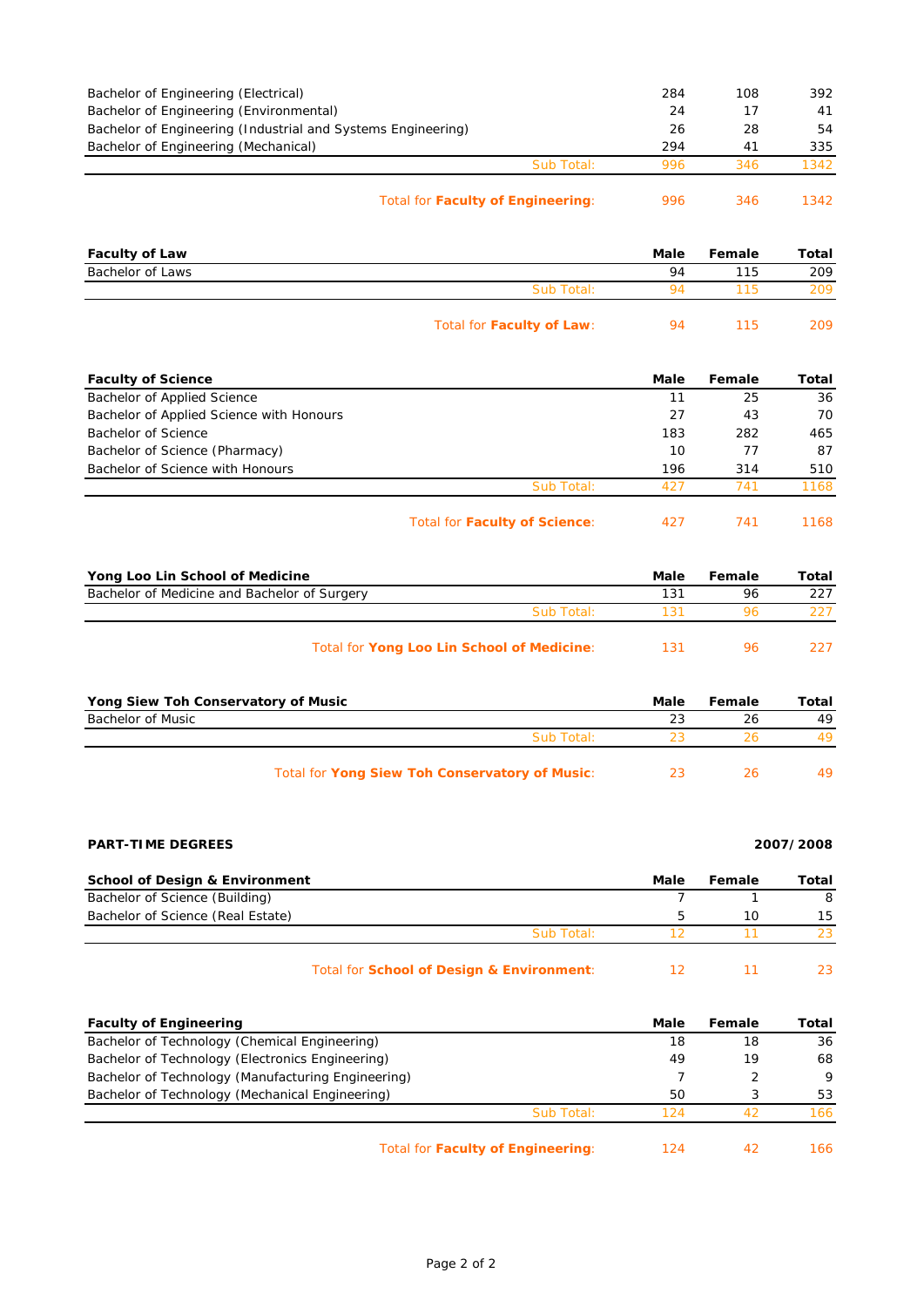| | Male | Female | Total |
|---|---|---|---|
| Bachelor of Engineering (Electrical) | 284 | 108 | 392 |
| Bachelor of Engineering (Environmental) | 24 | 17 | 41 |
| Bachelor of Engineering (Industrial and Systems Engineering) | 26 | 28 | 54 |
| Bachelor of Engineering (Mechanical) | 294 | 41 | 335 |
| Sub Total: | 996 | 346 | 1342 |
| Total for **Faculty of Engineering**: | 996 | 346 | 1342 |

| **Faculty of Law** | **Male** | **Female** | **Total** |
|---|---|---|---|
| Bachelor of Laws | 94 | 115 | 209 |
| Sub Total: | 94 | 115 | 209 |
| Total for **Faculty of Law**: | 94 | 115 | 209 |

| **Faculty of Science** | **Male** | **Female** | **Total** |
|---|---|---|---|
| Bachelor of Applied Science | 11 | 25 | 36 |
| Bachelor of Applied Science with Honours | 27 | 43 | 70 |
| Bachelor of Science | 183 | 282 | 465 |
| Bachelor of Science (Pharmacy) | 10 | 77 | 87 |
| Bachelor of Science with Honours | 196 | 314 | 510 |
| Sub Total: | 427 | 741 | 1168 |
| Total for **Faculty of Science**: | 427 | 741 | 1168 |

| **Yong Loo Lin School of Medicine** | **Male** | **Female** | **Total** |
|---|---|---|---|
| Bachelor of Medicine and Bachelor of Surgery | 131 | 96 | 227 |
| Sub Total: | 131 | 96 | 227 |
| Total for **Yong Loo Lin School of Medicine**: | 131 | 96 | 227 |

| **Yong Siew Toh Conservatory of Music** | **Male** | **Female** | **Total** |
|---|---|---|---|
| Bachelor of Music | 23 | 26 | 49 |
| Sub Total: | 23 | 26 | 49 |
| Total for **Yong Siew Toh Conservatory of Music**: | 23 | 26 | 49 |

## PART-TIME DEGREES — 2007/2008

| **School of Design & Environment** | **Male** | **Female** | **Total** |
|---|---|---|---|
| Bachelor of Science (Building) | 7 | 1 | 8 |
| Bachelor of Science (Real Estate) | 5 | 10 | 15 |
| Sub Total: | 12 | 11 | 23 |
| Total for **School of Design & Environment**: | 12 | 11 | 23 |

| **Faculty of Engineering** | **Male** | **Female** | **Total** |
|---|---|---|---|
| Bachelor of Technology (Chemical Engineering) | 18 | 18 | 36 |
| Bachelor of Technology (Electronics Engineering) | 49 | 19 | 68 |
| Bachelor of Technology (Manufacturing Engineering) | 7 | 2 | 9 |
| Bachelor of Technology (Mechanical Engineering) | 50 | 3 | 53 |
| Sub Total: | 124 | 42 | 166 |
| Total for **Faculty of Engineering**: | 124 | 42 | 166 |